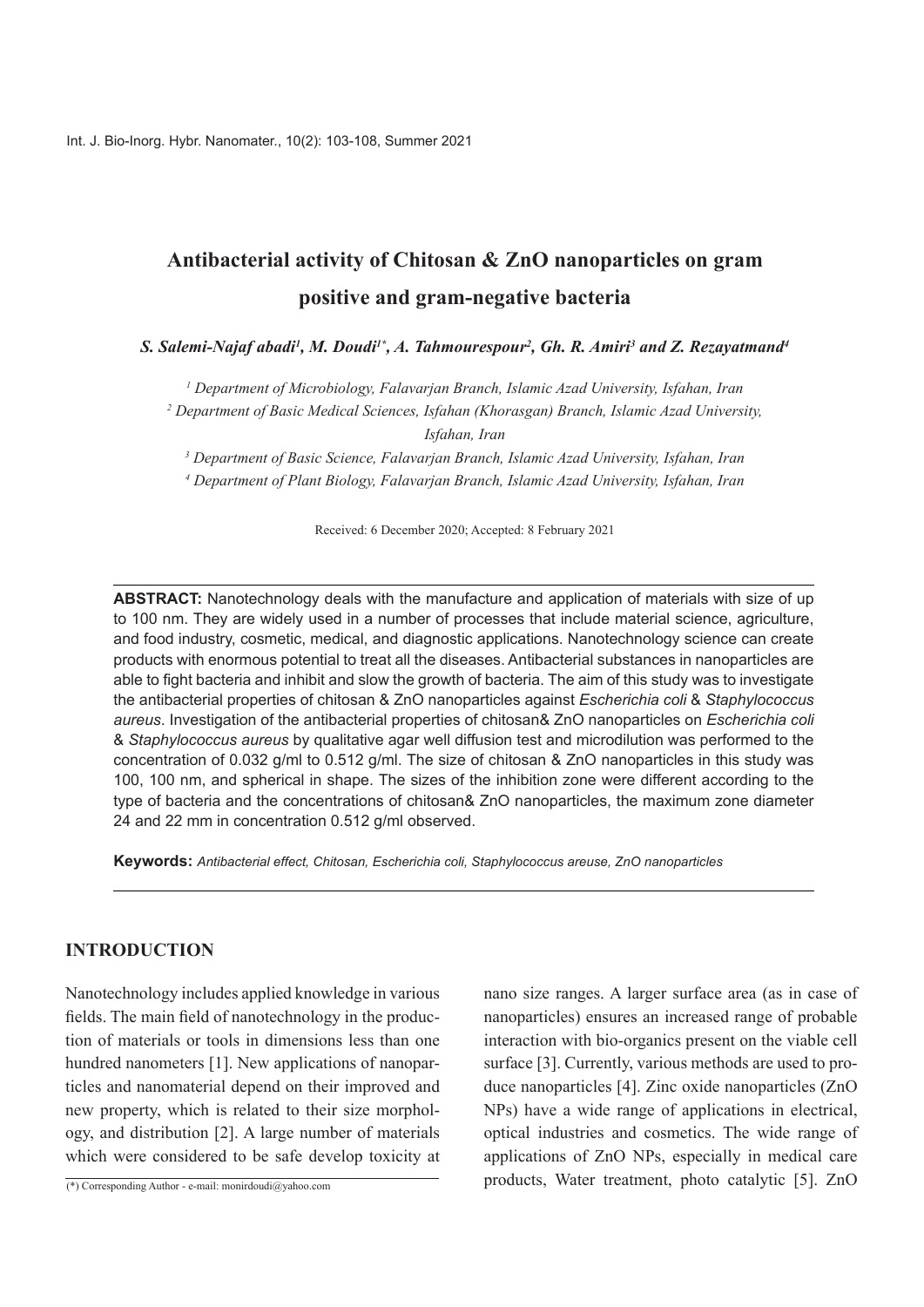# Antibacterial activity of Chitosan & ZnO nanoparticles on gram positive and gram-negative bacteria

***S. Salemi-Najaf abadi[1], M. Doudi[1*], A. Tahmourespour[2], Gh. R. Amiri[3] and Z. Rezayatmand[4]***

*[1] Department of Microbiology, Falavarjan Branch, Islamic Azad University, Isfahan, Iran*

*[2] Department of Basic Medical Sciences, Isfahan (Khorasgan) Branch, Islamic Azad University, Isfahan, Iran*

*[3] Department of Basic Science, Falavarjan Branch, Islamic Azad University, Isfahan, Iran*

*[4] Department of Plant Biology, Falavarjan Branch, Islamic Azad University, Isfahan, Iran*

Received: 6 December 2020; Accepted: 8 February 2021

**ABSTRACT:** Nanotechnology deals with the manufacture and application of materials with size of up to 100 nm. They are widely used in a number of processes that include material science, agriculture, and food industry, cosmetic, medical, and diagnostic applications. Nanotechnology science can create products with enormous potential to treat all the diseases. Antibacterial substances in nanoparticles are able to fight bacteria and inhibit and slow the growth of bacteria. The aim of this study was to investigate the antibacterial properties of chitosan & ZnO nanoparticles against *Escherichia coli* & *Staphylococcus aureus*. Investigation of the antibacterial properties of chitosan& ZnO nanoparticles on *Escherichia coli* & *Staphylococcus aureus* by qualitative agar well diffusion test and microdilution was performed to the concentration of 0.032 g/ml to 0.512 g/ml. The size of chitosan & ZnO nanoparticles in this study was 100, 100 nm, and spherical in shape. The sizes of the inhibition zone were different according to the type of bacteria and the concentrations of chitosan& ZnO nanoparticles, the maximum zone diameter 24 and 22 mm in concentration 0.512 g/ml observed.

**Keywords:** *Antibacterial effect, Chitosan, Escherichia coli, Staphylococcus areuse, ZnO nanoparticles*

## INTRODUCTION

Nanotechnology includes applied knowledge in various fields. The main field of nanotechnology in the production of materials or tools in dimensions less than one hundred nanometers [1]. New applications of nanoparticles and nanomaterial depend on their improved and new property, which is related to their size morphology, and distribution [2]. A large number of materials which were considered to be safe develop toxicity at nano size ranges. A larger surface area (as in case of nanoparticles) ensures an increased range of probable interaction with bio-organics present on the viable cell surface [3]. Currently, various methods are used to produce nanoparticles [4]. Zinc oxide nanoparticles (ZnO NPs) have a wide range of applications in electrical, optical industries and cosmetics. The wide range of applications of ZnO NPs, especially in medical care products, Water treatment, photo catalytic [5]. ZnO

(*) Corresponding Author - e-mail: monirdoudi@yahoo.com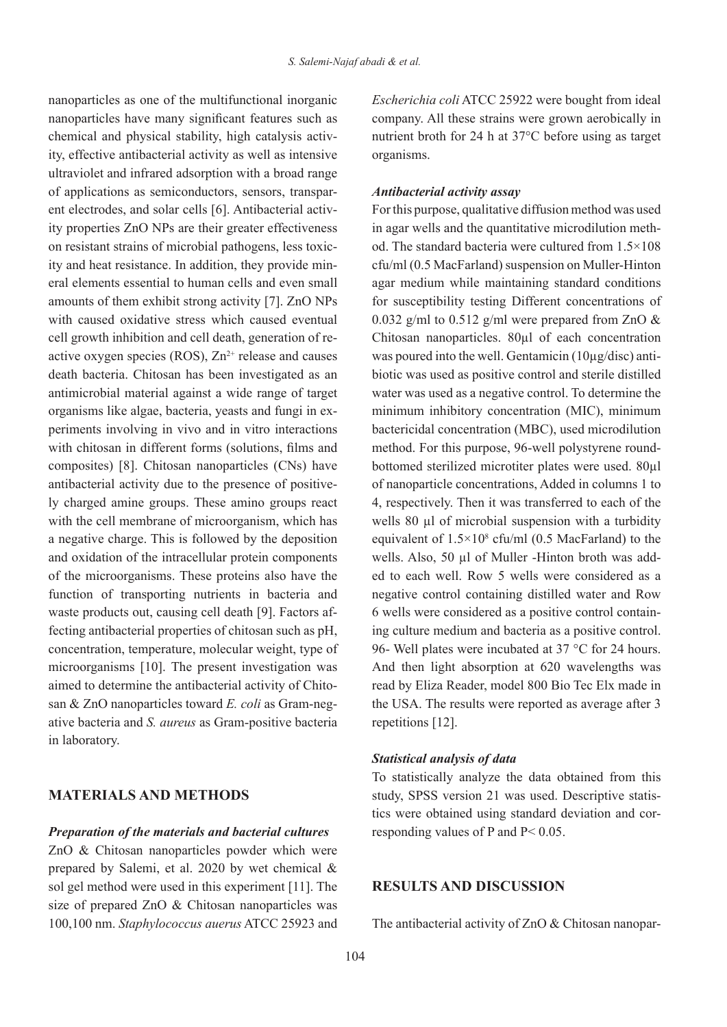nanoparticles as one of the multifunctional inorganic nanoparticles have many significant features such as chemical and physical stability, high catalysis activity, effective antibacterial activity as well as intensive ultraviolet and infrared adsorption with a broad range of applications as semiconductors, sensors, transparent electrodes, and solar cells [6]. Antibacterial activity properties ZnO NPs are their greater effectiveness on resistant strains of microbial pathogens, less toxicity and heat resistance. In addition, they provide mineral elements essential to human cells and even small amounts of them exhibit strong activity [7]. ZnO NPs with caused oxidative stress which caused eventual cell growth inhibition and cell death, generation of reactive oxygen species (ROS), $Zn^{2+}$ release and causes death bacteria. Chitosan has been investigated as an antimicrobial material against a wide range of target organisms like algae, bacteria, yeasts and fungi in experiments involving in vivo and in vitro interactions with chitosan in different forms (solutions, films and composites) [8]. Chitosan nanoparticles (CNs) have antibacterial activity due to the presence of positively charged amine groups. These amino groups react with the cell membrane of microorganism, which has a negative charge. This is followed by the deposition and oxidation of the intracellular protein components of the microorganisms. These proteins also have the function of transporting nutrients in bacteria and waste products out, causing cell death [9]. Factors affecting antibacterial properties of chitosan such as pH, concentration, temperature, molecular weight, type of microorganisms [10]. The present investigation was aimed to determine the antibacterial activity of Chitosan & ZnO nanoparticles toward *E. coli* as Gram-negative bacteria and *S. aureus* as Gram-positive bacteria in laboratory.

## MATERIALS AND METHODS

### *Preparation of the materials and bacterial cultures*

ZnO & Chitosan nanoparticles powder which were prepared by Salemi, et al. 2020 by wet chemical & sol gel method were used in this experiment [11]. The size of prepared ZnO & Chitosan nanoparticles was 100,100 nm. *Staphylococcus auerus* ATCC 25923 and *Escherichia coli* ATCC 25922 were bought from ideal company. All these strains were grown aerobically in nutrient broth for 24 h at 37°C before using as target organisms.

### *Antibacterial activity assay*

For this purpose, qualitative diffusion method was used in agar wells and the quantitative microdilution method. The standard bacteria were cultured from 1.5×108 cfu/ml (0.5 MacFarland) suspension on Muller-Hinton agar medium while maintaining standard conditions for susceptibility testing Different concentrations of 0.032 g/ml to 0.512 g/ml were prepared from ZnO & Chitosan nanoparticles. 80µl of each concentration was poured into the well. Gentamicin (10µg/disc) antibiotic was used as positive control and sterile distilled water was used as a negative control. To determine the minimum inhibitory concentration (MIC), minimum bactericidal concentration (MBC), used microdilution method. For this purpose, 96-well polystyrene round-bottomed sterilized microtiter plates were used. 80µl of nanoparticle concentrations, Added in columns 1 to 4, respectively. Then it was transferred to each of the wells 80 µl of microbial suspension with a turbidity equivalent of $1.5\times10^{8}$ cfu/ml (0.5 MacFarland) to the wells. Also, 50 µl of Muller -Hinton broth was added to each well. Row 5 wells were considered as a negative control containing distilled water and Row 6 wells were considered as a positive control containing culture medium and bacteria as a positive control. 96- Well plates were incubated at 37 °C for 24 hours. And then light absorption at 620 wavelengths was read by Eliza Reader, model 800 Bio Tec Elx made in the USA. The results were reported as average after 3 repetitions [12].

### *Statistical analysis of data*

To statistically analyze the data obtained from this study, SPSS version 21 was used. Descriptive statistics were obtained using standard deviation and corresponding values of P and $P< 0.05$.

## RESULTS AND DISCUSSION

The antibacterial activity of ZnO & Chitosan nanopar-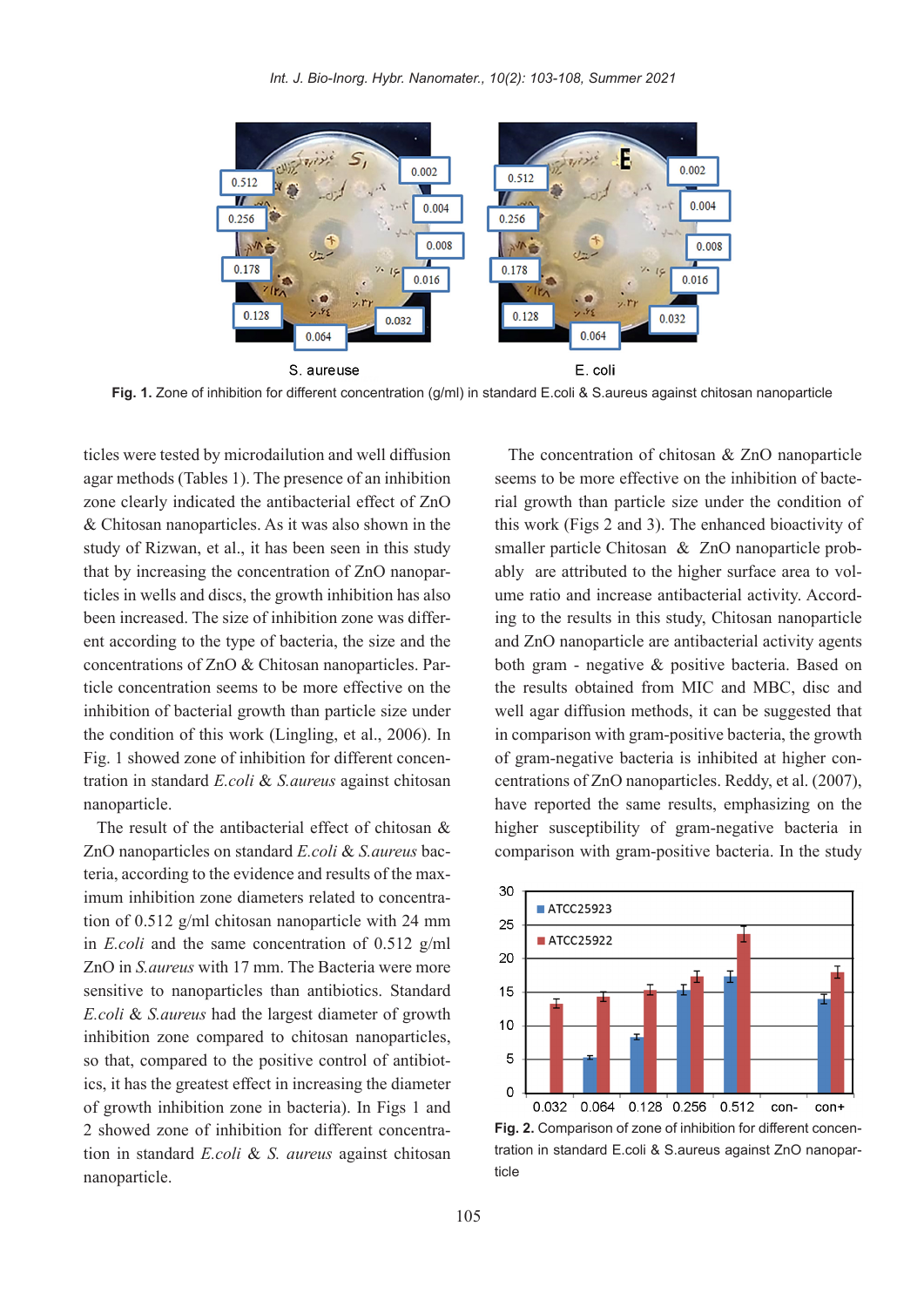Fig. 1. Zone of inhibition for different concentration (g/ml) in standard E.coli & S.aureus against chitosan nanoparticle

ticles were tested by microdailution and well diffusion agar methods (Tables 1). The presence of an inhibition zone clearly indicated the antibacterial effect of ZnO & Chitosan nanoparticles. As it was also shown in the study of Rizwan, et al., it has been seen in this study that by increasing the concentration of ZnO nanoparticles in wells and discs, the growth inhibition has also been increased. The size of inhibition zone was different according to the type of bacteria, the size and the concentrations of ZnO & Chitosan nanoparticles. Particle concentration seems to be more effective on the inhibition of bacterial growth than particle size under the condition of this work (Lingling, et al., 2006). In Fig. 1 showed zone of inhibition for different concentration in standard *E.coli* & *S.aureus* against chitosan nanoparticle.

The result of the antibacterial effect of chitosan & ZnO nanoparticles on standard *E.coli* & *S.aureus* bacteria, according to the evidence and results of the maximum inhibition zone diameters related to concentration of 0.512 g/ml chitosan nanoparticle with 24 mm in *E.coli* and the same concentration of 0.512 g/ml ZnO in *S.aureus* with 17 mm. The Bacteria were more sensitive to nanoparticles than antibiotics. Standard *E.coli* & *S.aureus* had the largest diameter of growth inhibition zone compared to chitosan nanoparticles, so that, compared to the positive control of antibiotics, it has the greatest effect in increasing the diameter of growth inhibition zone in bacteria). In Figs 1 and 2 showed zone of inhibition for different concentration in standard *E.coli* & *S. aureus* against chitosan nanoparticle.

The concentration of chitosan & ZnO nanoparticle seems to be more effective on the inhibition of bacterial growth than particle size under the condition of this work (Figs 2 and 3). The enhanced bioactivity of smaller particle Chitosan & ZnO nanoparticle probably are attributed to the higher surface area to volume ratio and increase antibacterial activity. According to the results in this study, Chitosan nanoparticle and ZnO nanoparticle are antibacterial activity agents both gram - negative & positive bacteria. Based on the results obtained from MIC and MBC, disc and well agar diffusion methods, it can be suggested that in comparison with gram-positive bacteria, the growth of gram-negative bacteria is inhibited at higher concentrations of ZnO nanoparticles. Reddy, et al. (2007), have reported the same results, emphasizing on the higher susceptibility of gram-negative bacteria in comparison with gram-positive bacteria. In the study

Fig. 2. Comparison of zone of inhibition for different concentration in standard E.coli & S.aureus against ZnO nanoparticle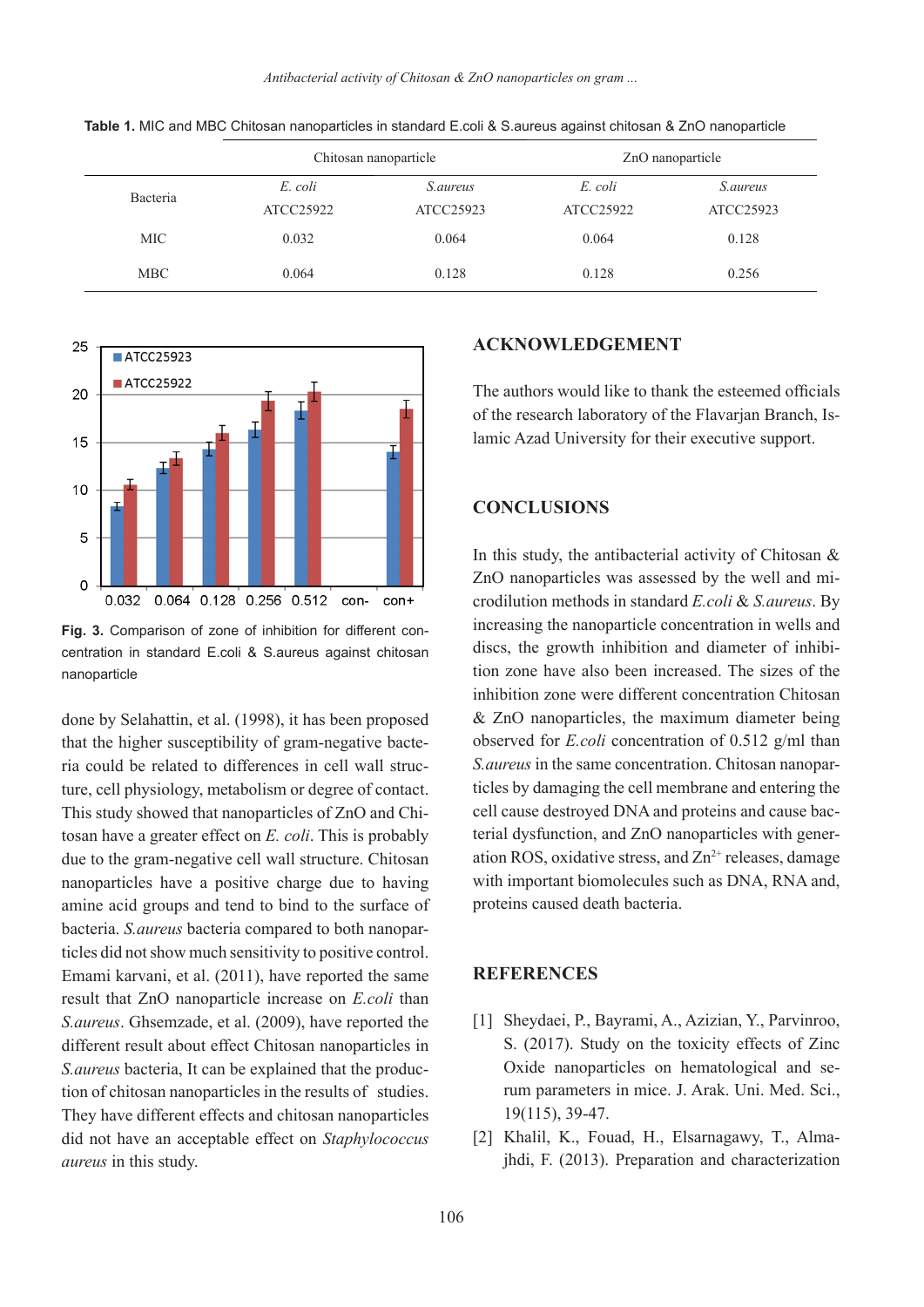Table 1. MIC and MBC Chitosan nanoparticles in standard E.coli & S.aureus against chitosan & ZnO nanoparticle

| Bacteria | Chitosan nanoparticle | | ZnO nanoparticle | |
|---|---|---|---|---|
| | *E. coli* ATCC25922 | *S.aureus* ATCC25923 | *E. coli* ATCC25922 | *S.aureus* ATCC25923 |
| MIC | 0.032 | 0.064 | 0.064 | 0.128 |
| MBC | 0.064 | 0.128 | 0.128 | 0.256 |

**Fig. 3.** Comparison of zone of inhibition for different concentration in standard E.coli & S.aureus against chitosan nanoparticle

done by Selahattin, et al. (1998), it has been proposed that the higher susceptibility of gram-negative bacteria could be related to differences in cell wall structure, cell physiology, metabolism or degree of contact. This study showed that nanoparticles of ZnO and Chitosan have a greater effect on *E. coli*. This is probably due to the gram-negative cell wall structure. Chitosan nanoparticles have a positive charge due to having amine acid groups and tend to bind to the surface of bacteria. *S.aureus* bacteria compared to both nanoparticles did not show much sensitivity to positive control. Emami karvani, et al. (2011), have reported the same result that ZnO nanoparticle increase on *E.coli* than *S.aureus*. Ghsemzade, et al. (2009), have reported the different result about effect Chitosan nanoparticles in *S.aureus* bacteria, It can be explained that the production of chitosan nanoparticles in the results of studies. They have different effects and chitosan nanoparticles did not have an acceptable effect on *Staphylococcus aureus* in this study.

## ACKNOWLEDGEMENT

The authors would like to thank the esteemed officials of the research laboratory of the Flavarjan Branch, Islamic Azad University for their executive support.

## CONCLUSIONS

In this study, the antibacterial activity of Chitosan & ZnO nanoparticles was assessed by the well and microdilution methods in standard *E.coli* & *S.aureus*. By increasing the nanoparticle concentration in wells and discs, the growth inhibition and diameter of inhibition zone have also been increased. The sizes of the inhibition zone were different concentration Chitosan & ZnO nanoparticles, the maximum diameter being observed for *E.coli* concentration of 0.512 g/ml than *S.aureus* in the same concentration. Chitosan nanoparticles by damaging the cell membrane and entering the cell cause destroyed DNA and proteins and cause bacterial dysfunction, and ZnO nanoparticles with generation ROS, oxidative stress, and $Zn^{2+}$ releases, damage with important biomolecules such as DNA, RNA and, proteins caused death bacteria.

## REFERENCES

[1] Sheydaei, P., Bayrami, A., Azizian, Y., Parvinroo, S. (2017). Study on the toxicity effects of Zinc Oxide nanoparticles on hematological and serum parameters in mice. J. Arak. Uni. Med. Sci., 19(115), 39-47.

[2] Khalil, K., Fouad, H., Elsarnagawy, T., Almajhdi, F. (2013). Preparation and characterization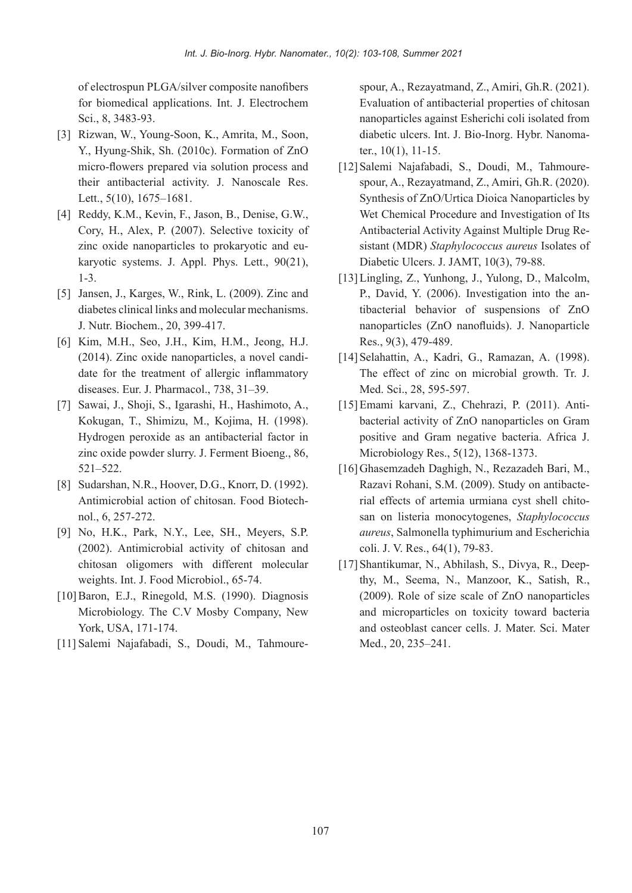of electrospun PLGA/silver composite nanofibers for biomedical applications. Int. J. Electrochem Sci., 8, 3483-93.

[3] Rizwan, W., Young-Soon, K., Amrita, M., Soon, Y., Hyung-Shik, Sh. (2010c). Formation of ZnO micro-flowers prepared via solution process and their antibacterial activity. J. Nanoscale Res. Lett., 5(10), 1675–1681.

[4] Reddy, K.M., Kevin, F., Jason, B., Denise, G.W., Cory, H., Alex, P. (2007). Selective toxicity of zinc oxide nanoparticles to prokaryotic and eukaryotic systems. J. Appl. Phys. Lett., 90(21), 1-3.

[5] Jansen, J., Karges, W., Rink, L. (2009). Zinc and diabetes clinical links and molecular mechanisms. J. Nutr. Biochem., 20, 399-417.

[6] Kim, M.H., Seo, J.H., Kim, H.M., Jeong, H.J. (2014). Zinc oxide nanoparticles, a novel candidate for the treatment of allergic inflammatory diseases. Eur. J. Pharmacol., 738, 31–39.

[7] Sawai, J., Shoji, S., Igarashi, H., Hashimoto, A., Kokugan, T., Shimizu, M., Kojima, H. (1998). Hydrogen peroxide as an antibacterial factor in zinc oxide powder slurry. J. Ferment Bioeng., 86, 521–522.

[8] Sudarshan, N.R., Hoover, D.G., Knorr, D. (1992). Antimicrobial action of chitosan. Food Biotechnol., 6, 257-272.

[9] No, H.K., Park, N.Y., Lee, SH., Meyers, S.P. (2002). Antimicrobial activity of chitosan and chitosan oligomers with different molecular weights. Int. J. Food Microbiol., 65-74.

[10] Baron, E.J., Rinegold, M.S. (1990). Diagnosis Microbiology. The C.V Mosby Company, New York, USA, 171-174.

[11] Salemi Najafabadi, S., Doudi, M., Tahmourespour, A., Rezayatmand, Z., Amiri, Gh.R. (2021). Evaluation of antibacterial properties of chitosan nanoparticles against Esherichi coli isolated from diabetic ulcers. Int. J. Bio-Inorg. Hybr. Nanomater., 10(1), 11-15.

[12] Salemi Najafabadi, S., Doudi, M., Tahmourespour, A., Rezayatmand, Z., Amiri, Gh.R. (2020). Synthesis of ZnO/Urtica Dioica Nanoparticles by Wet Chemical Procedure and Investigation of Its Antibacterial Activity Against Multiple Drug Resistant (MDR) *Staphylococcus aureus* Isolates of Diabetic Ulcers. J. JAMT, 10(3), 79-88.

[13] Lingling, Z., Yunhong, J., Yulong, D., Malcolm, P., David, Y. (2006). Investigation into the antibacterial behavior of suspensions of ZnO nanoparticles (ZnO nanofluids). J. Nanoparticle Res., 9(3), 479-489.

[14] Selahattin, A., Kadri, G., Ramazan, A. (1998). The effect of zinc on microbial growth. Tr. J. Med. Sci., 28, 595-597.

[15] Emami karvani, Z., Chehrazi, P. (2011). Antibacterial activity of ZnO nanoparticles on Gram positive and Gram negative bacteria. Africa J. Microbiology Res., 5(12), 1368-1373.

[16] Ghasemzadeh Daghigh, N., Rezazadeh Bari, M., Razavi Rohani, S.M. (2009). Study on antibacterial effects of artemia urmiana cyst shell chitosan on listeria monocytogenes, *Staphylococcus aureus*, Salmonella typhimurium and Escherichia coli. J. V. Res., 64(1), 79-83.

[17] Shantikumar, N., Abhilash, S., Divya, R., Deepthy, M., Seema, N., Manzoor, K., Satish, R., (2009). Role of size scale of ZnO nanoparticles and microparticles on toxicity toward bacteria and osteoblast cancer cells. J. Mater. Sci. Mater Med., 20, 235–241.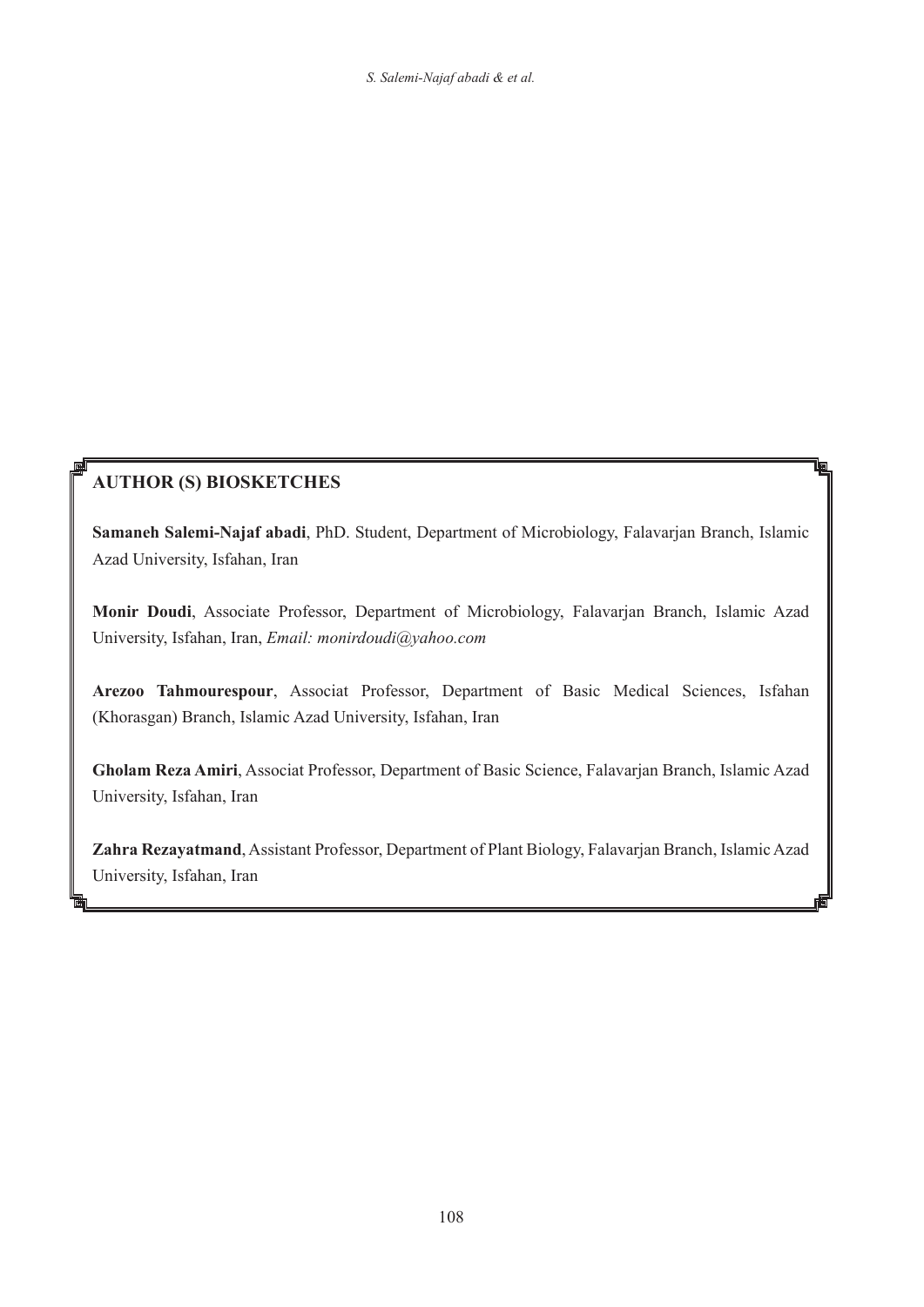## AUTHOR (S) BIOSKETCHES

**Samaneh Salemi-Najaf abadi**, PhD. Student, Department of Microbiology, Falavarjan Branch, Islamic Azad University, Isfahan, Iran

**Monir Doudi**, Associate Professor, Department of Microbiology, Falavarjan Branch, Islamic Azad University, Isfahan, Iran, *Email: monirdoudi@yahoo.com*

**Arezoo Tahmourespour**, Associat Professor, Department of Basic Medical Sciences, Isfahan (Khorasgan) Branch, Islamic Azad University, Isfahan, Iran

**Gholam Reza Amiri**, Associat Professor, Department of Basic Science, Falavarjan Branch, Islamic Azad University, Isfahan, Iran

**Zahra Rezayatmand**, Assistant Professor, Department of Plant Biology, Falavarjan Branch, Islamic Azad University, Isfahan, Iran